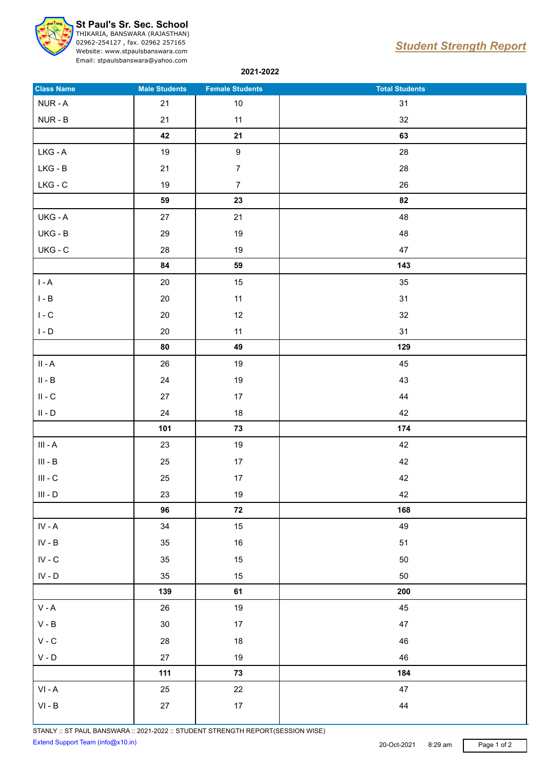**St Paul's Sr. Sec. School**
THIKARIA, BANSWARA (RAJASTHAN)
02962-254127 , fax. 02962 257165
Website: www.stpaulsbanswara.com
Email: stpaulsbanswara@yahoo.com

# *Student Strength Report*

**2021-2022**

| Class Name | Male Students | Female Students | Total Students |
|---|---|---|---|
| NUR - A | 21 | 10 | 31 |
| NUR - B | 21 | 11 | 32 |
| | **42** | **21** | **63** |
| LKG - A | 19 | 9 | 28 |
| LKG - B | 21 | 7 | 28 |
| LKG - C | 19 | 7 | 26 |
| | **59** | **23** | **82** |
| UKG - A | 27 | 21 | 48 |
| UKG - B | 29 | 19 | 48 |
| UKG - C | 28 | 19 | 47 |
| | **84** | **59** | **143** |
| I - A | 20 | 15 | 35 |
| I - B | 20 | 11 | 31 |
| I - C | 20 | 12 | 32 |
| I - D | 20 | 11 | 31 |
| | **80** | **49** | **129** |
| II - A | 26 | 19 | 45 |
| II - B | 24 | 19 | 43 |
| II - C | 27 | 17 | 44 |
| II - D | 24 | 18 | 42 |
| | **101** | **73** | **174** |
| III - A | 23 | 19 | 42 |
| III - B | 25 | 17 | 42 |
| III - C | 25 | 17 | 42 |
| III - D | 23 | 19 | 42 |
| | **96** | **72** | **168** |
| IV - A | 34 | 15 | 49 |
| IV - B | 35 | 16 | 51 |
| IV - C | 35 | 15 | 50 |
| IV - D | 35 | 15 | 50 |
| | **139** | **61** | **200** |
| V - A | 26 | 19 | 45 |
| V - B | 30 | 17 | 47 |
| V - C | 28 | 18 | 46 |
| V - D | 27 | 19 | 46 |
| | **111** | **73** | **184** |
| VI - A | 25 | 22 | 47 |
| VI - B | 27 | 17 | 44 |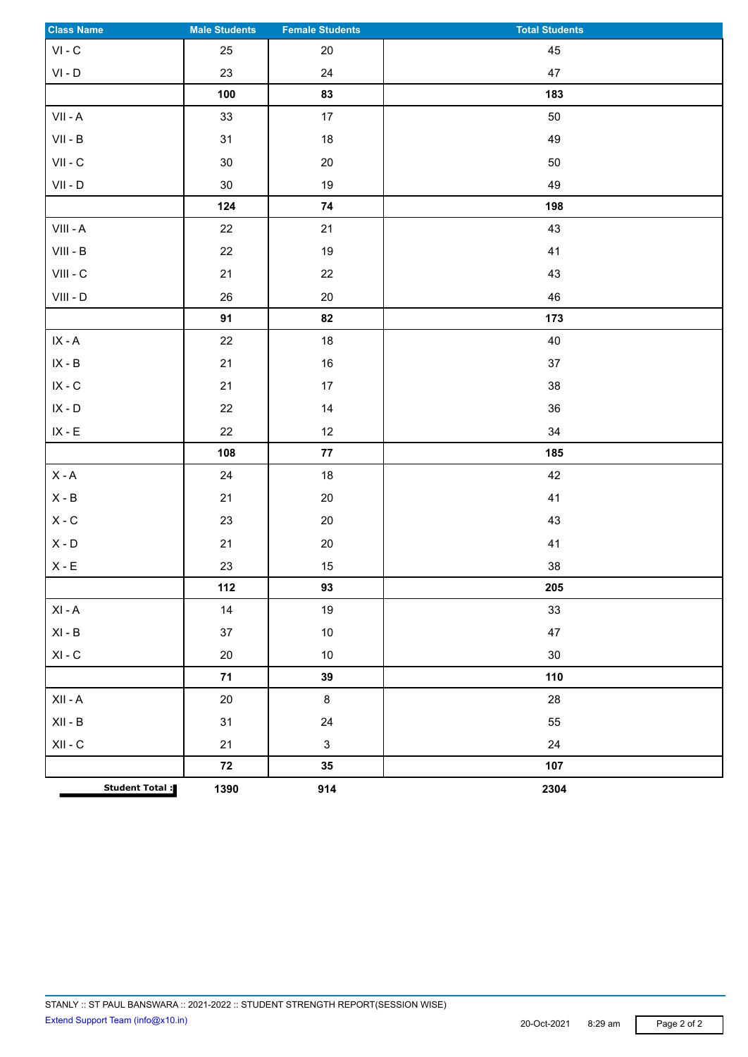| Class Name | Male Students | Female Students | Total Students |
|---|---|---|---|
| VI - C | 25 | 20 | 45 |
| VI - D | 23 | 24 | 47 |
| | **100** | **83** | **183** |
| VII - A | 33 | 17 | 50 |
| VII - B | 31 | 18 | 49 |
| VII - C | 30 | 20 | 50 |
| VII - D | 30 | 19 | 49 |
| | **124** | **74** | **198** |
| VIII - A | 22 | 21 | 43 |
| VIII - B | 22 | 19 | 41 |
| VIII - C | 21 | 22 | 43 |
| VIII - D | 26 | 20 | 46 |
| | **91** | **82** | **173** |
| IX - A | 22 | 18 | 40 |
| IX - B | 21 | 16 | 37 |
| IX - C | 21 | 17 | 38 |
| IX - D | 22 | 14 | 36 |
| IX - E | 22 | 12 | 34 |
| | **108** | **77** | **185** |
| X - A | 24 | 18 | 42 |
| X - B | 21 | 20 | 41 |
| X - C | 23 | 20 | 43 |
| X - D | 21 | 20 | 41 |
| X - E | 23 | 15 | 38 |
| | **112** | **93** | **205** |
| XI - A | 14 | 19 | 33 |
| XI - B | 37 | 10 | 47 |
| XI - C | 20 | 10 | 30 |
| | **71** | **39** | **110** |
| XII - A | 20 | 8 | 28 |
| XII - B | 31 | 24 | 55 |
| XII - C | 21 | 3 | 24 |
| | **72** | **35** | **107** |
| **Student Total :** | **1390** | **914** | **2304** |

STANLY :: ST PAUL BANSWARA :: 2021-2022 :: STUDENT STRENGTH REPORT(SESSION WISE)

Extend Support Team (info@x10.in)

20-Oct-2021 8:29 am